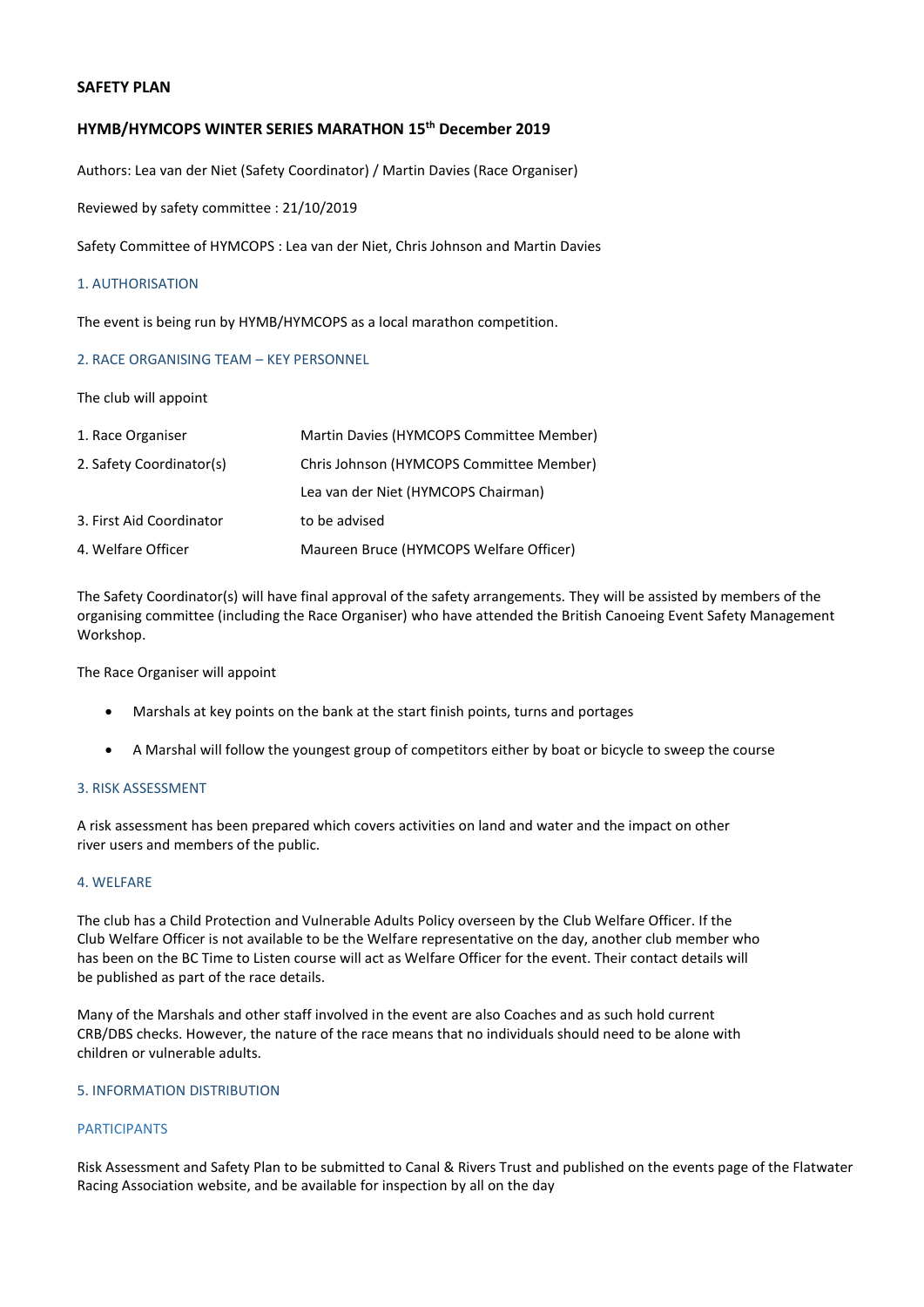**SAFETY PLAN**

**HYMB/HYMCOPS WINTER SERIES MARATHON 15th December 2019**

Authors: Lea van der Niet (Safety Coordinator) / Martin Davies (Race Organiser)

Reviewed by safety committee : 21/10/2019

Safety Committee of HYMCOPS : Lea van der Niet, Chris Johnson and Martin Davies

## 1. AUTHORISATION

The event is being run by HYMB/HYMCOPS as a local marathon competition.

## 2. RACE ORGANISING TEAM – KEY PERSONNEL

The club will appoint

| | |
|---|---|
| 1. Race Organiser | Martin Davies (HYMCOPS Committee Member) |
| 2. Safety Coordinator(s) | Chris Johnson (HYMCOPS Committee Member) |
| | Lea van der Niet (HYMCOPS Chairman) |
| 3. First Aid Coordinator | to be advised |
| 4. Welfare Officer | Maureen Bruce (HYMCOPS Welfare Officer) |

The Safety Coordinator(s) will have final approval of the safety arrangements. They will be assisted by members of the organising committee (including the Race Organiser) who have attended the British Canoeing Event Safety Management Workshop.

The Race Organiser will appoint

- Marshals at key points on the bank at the start finish points, turns and portages
- A Marshal will follow the youngest group of competitors either by boat or bicycle to sweep the course

## 3. RISK ASSESSMENT

A risk assessment has been prepared which covers activities on land and water and the impact on other river users and members of the public.

## 4. WELFARE

The club has a Child Protection and Vulnerable Adults Policy overseen by the Club Welfare Officer. If the Club Welfare Officer is not available to be the Welfare representative on the day, another club member who has been on the BC Time to Listen course will act as Welfare Officer for the event. Their contact details will be published as part of the race details.

Many of the Marshals and other staff involved in the event are also Coaches and as such hold current CRB/DBS checks. However, the nature of the race means that no individuals should need to be alone with children or vulnerable adults.

## 5. INFORMATION DISTRIBUTION

### PARTICIPANTS

Risk Assessment and Safety Plan to be submitted to Canal & Rivers Trust and published on the events page of the Flatwater Racing Association website, and be available for inspection by all on the day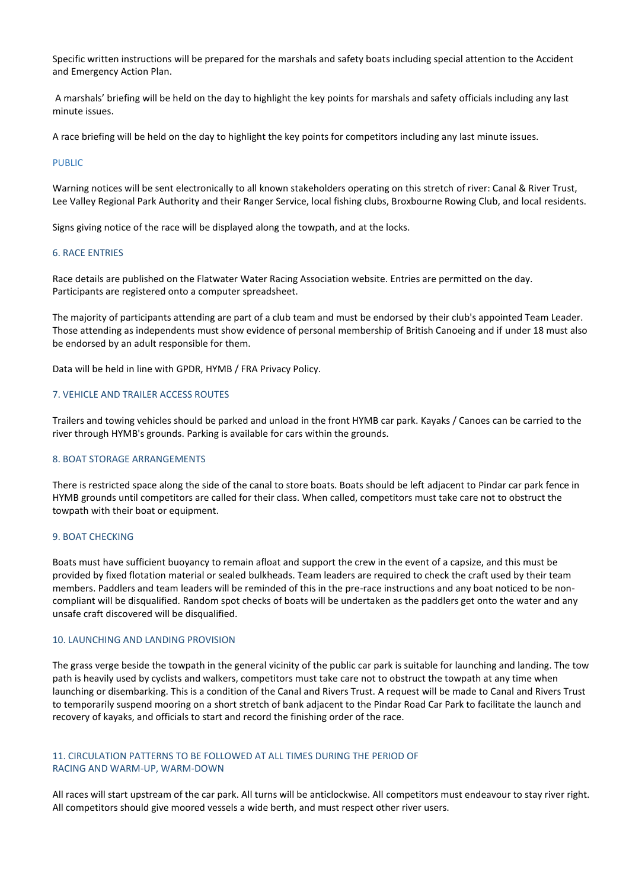Specific written instructions will be prepared for the marshals and safety boats including special attention to the Accident and Emergency Action Plan.

A marshals' briefing will be held on the day to highlight the key points for marshals and safety officials including any last minute issues.

A race briefing will be held on the day to highlight the key points for competitors including any last minute issues.

### PUBLIC

Warning notices will be sent electronically to all known stakeholders operating on this stretch of river: Canal & River Trust, Lee Valley Regional Park Authority and their Ranger Service, local fishing clubs, Broxbourne Rowing Club, and local residents.

Signs giving notice of the race will be displayed along the towpath, and at the locks.

## 6. RACE ENTRIES

Race details are published on the Flatwater Water Racing Association website. Entries are permitted on the day. Participants are registered onto a computer spreadsheet.

The majority of participants attending are part of a club team and must be endorsed by their club's appointed Team Leader. Those attending as independents must show evidence of personal membership of British Canoeing and if under 18 must also be endorsed by an adult responsible for them.

Data will be held in line with GPDR, HYMB / FRA Privacy Policy.

## 7. VEHICLE AND TRAILER ACCESS ROUTES

Trailers and towing vehicles should be parked and unload in the front HYMB car park. Kayaks / Canoes can be carried to the river through HYMB's grounds. Parking is available for cars within the grounds.

## 8. BOAT STORAGE ARRANGEMENTS

There is restricted space along the side of the canal to store boats. Boats should be left adjacent to Pindar car park fence in HYMB grounds until competitors are called for their class. When called, competitors must take care not to obstruct the towpath with their boat or equipment.

## 9. BOAT CHECKING

Boats must have sufficient buoyancy to remain afloat and support the crew in the event of a capsize, and this must be provided by fixed flotation material or sealed bulkheads. Team leaders are required to check the craft used by their team members. Paddlers and team leaders will be reminded of this in the pre-race instructions and any boat noticed to be non-compliant will be disqualified. Random spot checks of boats will be undertaken as the paddlers get onto the water and any unsafe craft discovered will be disqualified.

## 10. LAUNCHING AND LANDING PROVISION

The grass verge beside the towpath in the general vicinity of the public car park is suitable for launching and landing. The tow path is heavily used by cyclists and walkers, competitors must take care not to obstruct the towpath at any time when launching or disembarking. This is a condition of the Canal and Rivers Trust. A request will be made to Canal and Rivers Trust to temporarily suspend mooring on a short stretch of bank adjacent to the Pindar Road Car Park to facilitate the launch and recovery of kayaks, and officials to start and record the finishing order of the race.

## 11. CIRCULATION PATTERNS TO BE FOLLOWED AT ALL TIMES DURING THE PERIOD OF RACING AND WARM-UP, WARM-DOWN

All races will start upstream of the car park. All turns will be anticlockwise. All competitors must endeavour to stay river right. All competitors should give moored vessels a wide berth, and must respect other river users.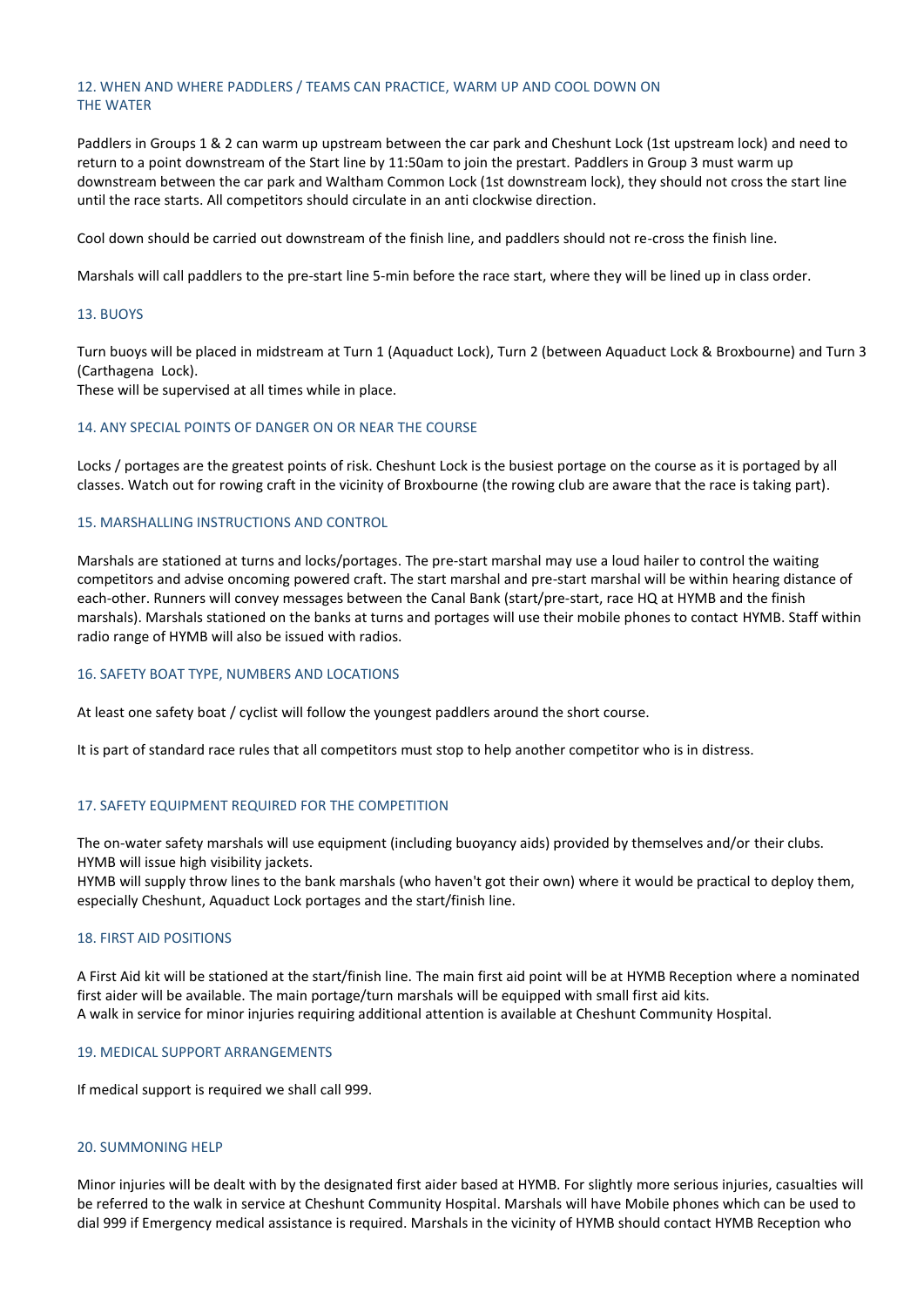## 12. WHEN AND WHERE PADDLERS / TEAMS CAN PRACTICE, WARM UP AND COOL DOWN ON THE WATER

Paddlers in Groups 1 & 2 can warm up upstream between the car park and Cheshunt Lock (1st upstream lock) and need to return to a point downstream of the Start line by 11:50am to join the prestart. Paddlers in Group 3 must warm up downstream between the car park and Waltham Common Lock (1st downstream lock), they should not cross the start line until the race starts. All competitors should circulate in an anti clockwise direction.

Cool down should be carried out downstream of the finish line, and paddlers should not re-cross the finish line.

Marshals will call paddlers to the pre-start line 5-min before the race start, where they will be lined up in class order.

## 13. BUOYS

Turn buoys will be placed in midstream at Turn 1 (Aquaduct Lock), Turn 2 (between Aquaduct Lock & Broxbourne) and Turn 3 (Carthagena Lock).
These will be supervised at all times while in place.

## 14. ANY SPECIAL POINTS OF DANGER ON OR NEAR THE COURSE

Locks / portages are the greatest points of risk. Cheshunt Lock is the busiest portage on the course as it is portaged by all classes. Watch out for rowing craft in the vicinity of Broxbourne (the rowing club are aware that the race is taking part).

## 15. MARSHALLING INSTRUCTIONS AND CONTROL

Marshals are stationed at turns and locks/portages. The pre-start marshal may use a loud hailer to control the waiting competitors and advise oncoming powered craft. The start marshal and pre-start marshal will be within hearing distance of each-other. Runners will convey messages between the Canal Bank (start/pre-start, race HQ at HYMB and the finish marshals). Marshals stationed on the banks at turns and portages will use their mobile phones to contact HYMB. Staff within radio range of HYMB will also be issued with radios.

## 16. SAFETY BOAT TYPE, NUMBERS AND LOCATIONS

At least one safety boat / cyclist will follow the youngest paddlers around the short course.

It is part of standard race rules that all competitors must stop to help another competitor who is in distress.

## 17. SAFETY EQUIPMENT REQUIRED FOR THE COMPETITION

The on-water safety marshals will use equipment (including buoyancy aids) provided by themselves and/or their clubs.
HYMB will issue high visibility jackets.
HYMB will supply throw lines to the bank marshals (who haven't got their own) where it would be practical to deploy them, especially Cheshunt, Aquaduct Lock portages and the start/finish line.

## 18. FIRST AID POSITIONS

A First Aid kit will be stationed at the start/finish line. The main first aid point will be at HYMB Reception where a nominated first aider will be available. The main portage/turn marshals will be equipped with small first aid kits.
A walk in service for minor injuries requiring additional attention is available at Cheshunt Community Hospital.

## 19. MEDICAL SUPPORT ARRANGEMENTS

If medical support is required we shall call 999.

## 20. SUMMONING HELP

Minor injuries will be dealt with by the designated first aider based at HYMB. For slightly more serious injuries, casualties will be referred to the walk in service at Cheshunt Community Hospital. Marshals will have Mobile phones which can be used to dial 999 if Emergency medical assistance is required. Marshals in the vicinity of HYMB should contact HYMB Reception who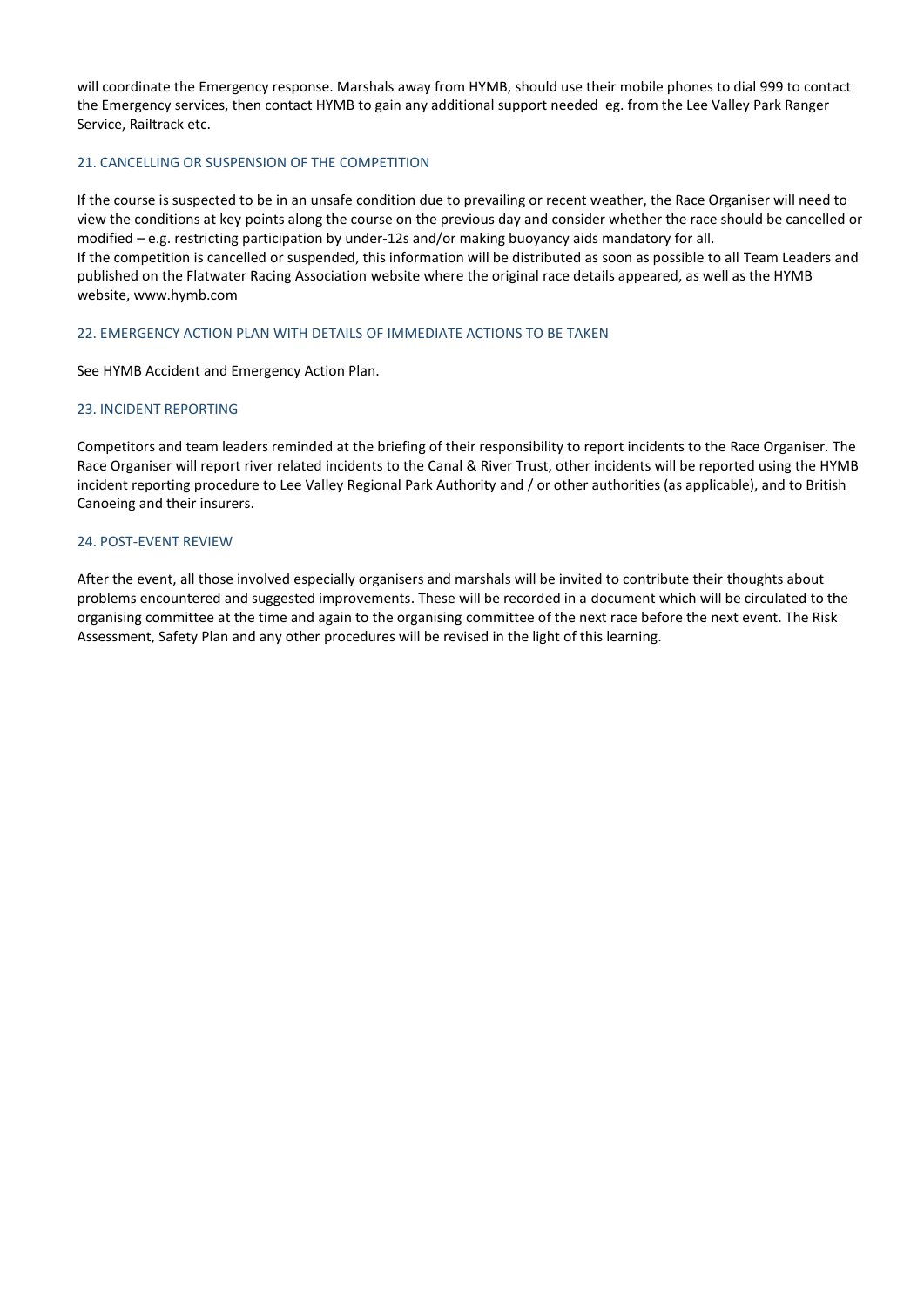will coordinate the Emergency response. Marshals away from HYMB, should use their mobile phones to dial 999 to contact the Emergency services, then contact HYMB to gain any additional support needed eg. from the Lee Valley Park Ranger Service, Railtrack etc.

## 21. CANCELLING OR SUSPENSION OF THE COMPETITION

If the course is suspected to be in an unsafe condition due to prevailing or recent weather, the Race Organiser will need to view the conditions at key points along the course on the previous day and consider whether the race should be cancelled or modified – e.g. restricting participation by under-12s and/or making buoyancy aids mandatory for all.
If the competition is cancelled or suspended, this information will be distributed as soon as possible to all Team Leaders and published on the Flatwater Racing Association website where the original race details appeared, as well as the HYMB website, www.hymb.com

## 22. EMERGENCY ACTION PLAN WITH DETAILS OF IMMEDIATE ACTIONS TO BE TAKEN

See HYMB Accident and Emergency Action Plan.

## 23. INCIDENT REPORTING

Competitors and team leaders reminded at the briefing of their responsibility to report incidents to the Race Organiser. The Race Organiser will report river related incidents to the Canal & River Trust, other incidents will be reported using the HYMB incident reporting procedure to Lee Valley Regional Park Authority and / or other authorities (as applicable), and to British Canoeing and their insurers.

## 24. POST-EVENT REVIEW

After the event, all those involved especially organisers and marshals will be invited to contribute their thoughts about problems encountered and suggested improvements. These will be recorded in a document which will be circulated to the organising committee at the time and again to the organising committee of the next race before the next event. The Risk Assessment, Safety Plan and any other procedures will be revised in the light of this learning.